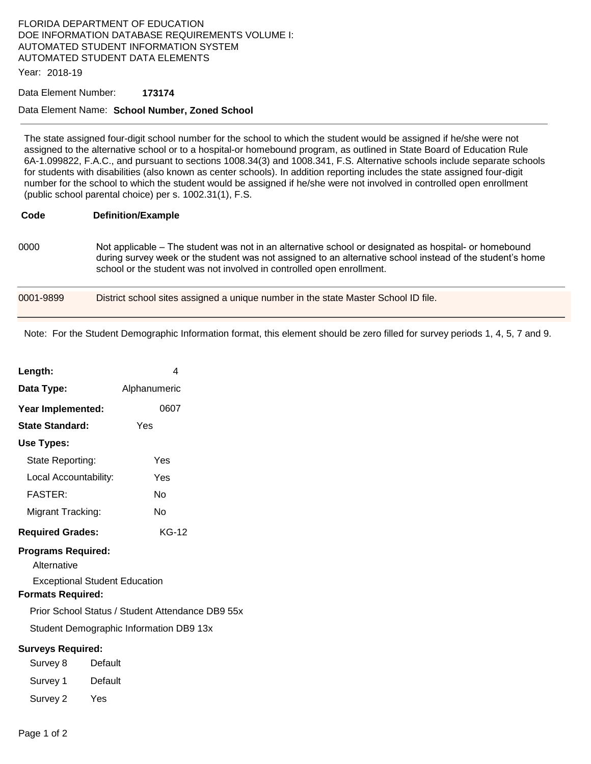FLORIDA DEPARTMENT OF EDUCATION
DOE INFORMATION DATABASE REQUIREMENTS VOLUME I:
AUTOMATED STUDENT INFORMATION SYSTEM
AUTOMATED STUDENT DATA ELEMENTS

Year: 2018-19

Data Element Number: **173174**

Data Element Name: **School Number, Zoned School**

---

The state assigned four-digit school number for the school to which the student would be assigned if he/she were not assigned to the alternative school or to a hospital-or homebound program, as outlined in State Board of Education Rule 6A-1.099822, F.A.C., and pursuant to sections 1008.34(3) and 1008.341, F.S. Alternative schools include separate schools for students with disabilities (also known as center schools). In addition reporting includes the state assigned four-digit number for the school to which the student would be assigned if he/she were not involved in controlled open enrollment (public school parental choice) per s. 1002.31(1), F.S.

| Code | Definition/Example |
|---|---|
| 0000 | Not applicable – The student was not in an alternative school or designated as hospital- or homebound during survey week or the student was not assigned to an alternative school instead of the student's home school or the student was not involved in controlled open enrollment. |
| 0001-9899 | District school sites assigned a unique number in the state Master School ID file. |

Note: For the Student Demographic Information format, this element should be zero filled for survey periods 1, 4, 5, 7 and 9.

**Length:** 4

**Data Type:** Alphanumeric

**Year Implemented:** 0607

**State Standard:** Yes

**Use Types:**

- State Reporting: Yes
- Local Accountability: Yes
- FASTER: No
- Migrant Tracking: No

**Required Grades:** KG-12

**Programs Required:**

- Alternative
- Exceptional Student Education

**Formats Required:**

- Prior School Status / Student Attendance DB9 55x
- Student Demographic Information DB9 13x

**Surveys Required:**

- Survey 8 Default
- Survey 1 Default
- Survey 2 Yes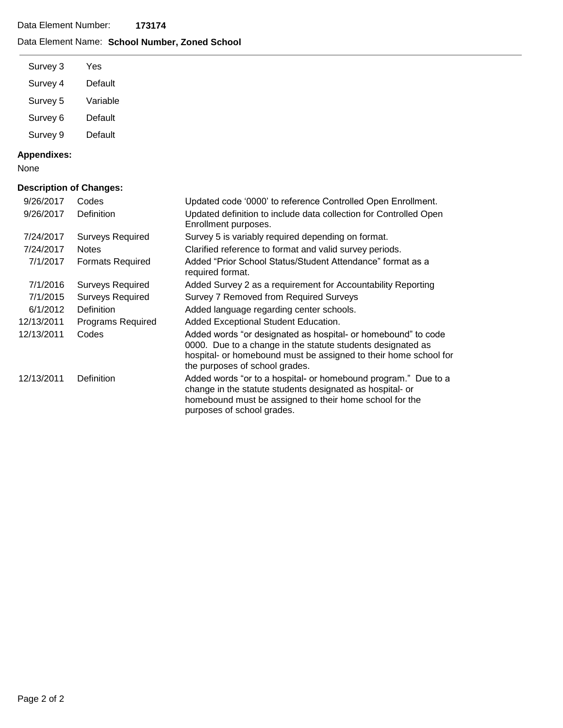Data Element Number: **173174**

Data Element Name: **School Number, Zoned School**

| | |
|---|---|
| Survey 3 | Yes |
| Survey 4 | Default |
| Survey 5 | Variable |
| Survey 6 | Default |
| Survey 9 | Default |

**Appendixes:**

None

**Description of Changes:**

| | | |
|---|---|---|
| 9/26/2017 | Codes | Updated code '0000' to reference Controlled Open Enrollment. |
| 9/26/2017 | Definition | Updated definition to include data collection for Controlled Open Enrollment purposes. |
| 7/24/2017 | Surveys Required | Survey 5 is variably required depending on format. |
| 7/24/2017 | Notes | Clarified reference to format and valid survey periods. |
| 7/1/2017 | Formats Required | Added "Prior School Status/Student Attendance" format as a required format. |
| 7/1/2016 | Surveys Required | Added Survey 2 as a requirement for Accountability Reporting |
| 7/1/2015 | Surveys Required | Survey 7 Removed from Required Surveys |
| 6/1/2012 | Definition | Added language regarding center schools. |
| 12/13/2011 | Programs Required | Added Exceptional Student Education. |
| 12/13/2011 | Codes | Added words "or designated as hospital- or homebound" to code 0000. Due to a change in the statute students designated as hospital- or homebound must be assigned to their home school for the purposes of school grades. |
| 12/13/2011 | Definition | Added words "or to a hospital- or homebound program." Due to a change in the statute students designated as hospital- or homebound must be assigned to their home school for the purposes of school grades. |